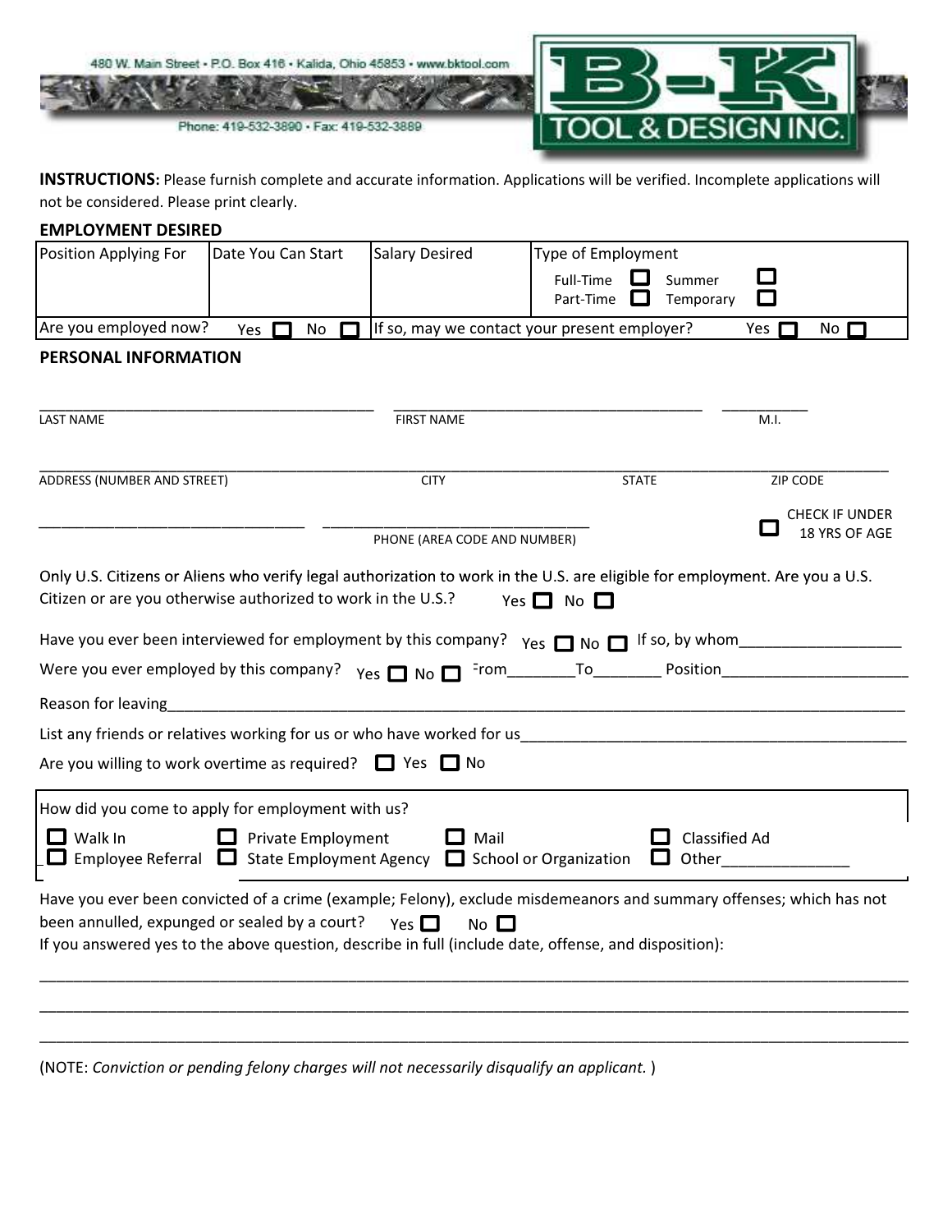480 W. Main Street • P.O. Box 416 • Kalida, Ohio 45853 • www.bktool.com

Phone: 419-532-3890 • Fax: 419-532-3889

B-K TOOL & DESIGN INC.

**INSTRUCTIONS:** Please furnish complete and accurate information. Applications will be verified. Incomplete applications will not be considered. Please print clearly.

**EMPLOYMENT DESIRED**

| Position Applying For | Date You Can Start | Salary Desired | Type of Employment<br>Full-Time ☐ Summer ☐<br>Part-Time ☐ Temporary ☐ |
|---|---|---|---|
| Are you employed now? Yes ☐ No ☐ | | If so, may we contact your present employer? | Yes ☐ No ☐ |

**PERSONAL INFORMATION**

_______________ LAST NAME _______________ FIRST NAME _______ M.I.

_______________ ADDRESS (NUMBER AND STREET) _______ CITY _______ STATE _______ ZIP CODE

_______________ _______________ PHONE (AREA CODE AND NUMBER) ☐ CHECK IF UNDER 18 YRS OF AGE

Only U.S. Citizens or Aliens who verify legal authorization to work in the U.S. are eligible for employment. Are you a U.S. Citizen or are you otherwise authorized to work in the U.S.? Yes ☐ No ☐

Have you ever been interviewed for employment by this company? Yes ☐ No ☐ If so, by whom___________________

Were you ever employed by this company? Yes ☐ No ☐ From________To________ Position_____________________

Reason for leaving_____________________________________________________________________________

List any friends or relatives working for us or who have worked for us____________________________________

Are you willing to work overtime as required? ☐ Yes ☐ No

How did you come to apply for employment with us?

☐ Walk In ☐ Private Employment ☐ Mail ☐ Classified Ad
☐ Employee Referral ☐ State Employment Agency ☐ School or Organization ☐ Other_______________

Have you ever been convicted of a crime (example; Felony), exclude misdemeanors and summary offenses; which has not been annulled, expunged or sealed by a court? Yes ☐ No ☐
If you answered yes to the above question, describe in full (include date, offense, and disposition):

_____________________________________________________________________________________________

_____________________________________________________________________________________________

_____________________________________________________________________________________________

(NOTE: *Conviction or pending felony charges will not necessarily disqualify an applicant.* )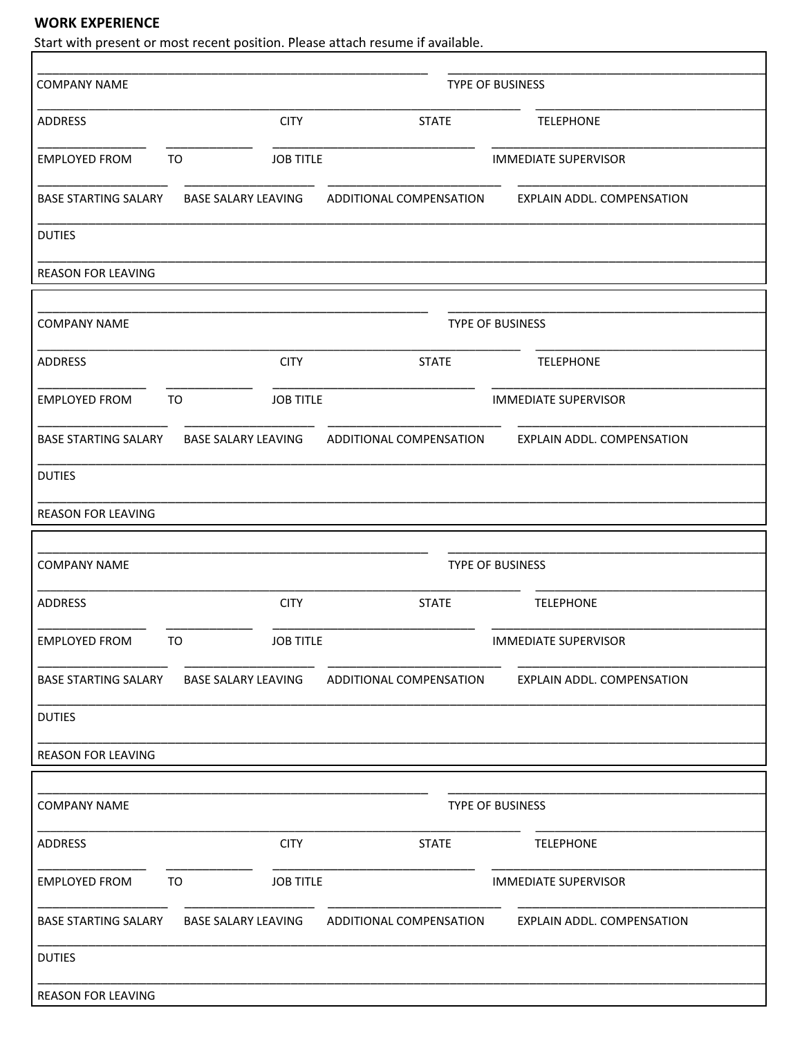**WORK EXPERIENCE**

Start with present or most recent position. Please attach resume if available.

| | |
|---|---|
| COMPANY NAME | TYPE OF BUSINESS |

| | | | |
|---|---|---|---|
| ADDRESS | CITY | STATE | TELEPHONE |

| | | | |
|---|---|---|---|
| EMPLOYED FROM | TO | JOB TITLE | IMMEDIATE SUPERVISOR |

| | | | |
|---|---|---|---|
| BASE STARTING SALARY | BASE SALARY LEAVING | ADDITIONAL COMPENSATION | EXPLAIN ADDL. COMPENSATION |

DUTIES

REASON FOR LEAVING

---

| | |
|---|---|
| COMPANY NAME | TYPE OF BUSINESS |

| | | | |
|---|---|---|---|
| ADDRESS | CITY | STATE | TELEPHONE |

| | | | |
|---|---|---|---|
| EMPLOYED FROM | TO | JOB TITLE | IMMEDIATE SUPERVISOR |

| | | | |
|---|---|---|---|
| BASE STARTING SALARY | BASE SALARY LEAVING | ADDITIONAL COMPENSATION | EXPLAIN ADDL. COMPENSATION |

DUTIES

REASON FOR LEAVING

---

| | |
|---|---|
| COMPANY NAME | TYPE OF BUSINESS |

| | | | |
|---|---|---|---|
| ADDRESS | CITY | STATE | TELEPHONE |

| | | | |
|---|---|---|---|
| EMPLOYED FROM | TO | JOB TITLE | IMMEDIATE SUPERVISOR |

| | | | |
|---|---|---|---|
| BASE STARTING SALARY | BASE SALARY LEAVING | ADDITIONAL COMPENSATION | EXPLAIN ADDL. COMPENSATION |

DUTIES

REASON FOR LEAVING

---

| | |
|---|---|
| COMPANY NAME | TYPE OF BUSINESS |

| | | | |
|---|---|---|---|
| ADDRESS | CITY | STATE | TELEPHONE |

| | | | |
|---|---|---|---|
| EMPLOYED FROM | TO | JOB TITLE | IMMEDIATE SUPERVISOR |

| | | | |
|---|---|---|---|
| BASE STARTING SALARY | BASE SALARY LEAVING | ADDITIONAL COMPENSATION | EXPLAIN ADDL. COMPENSATION |

DUTIES

REASON FOR LEAVING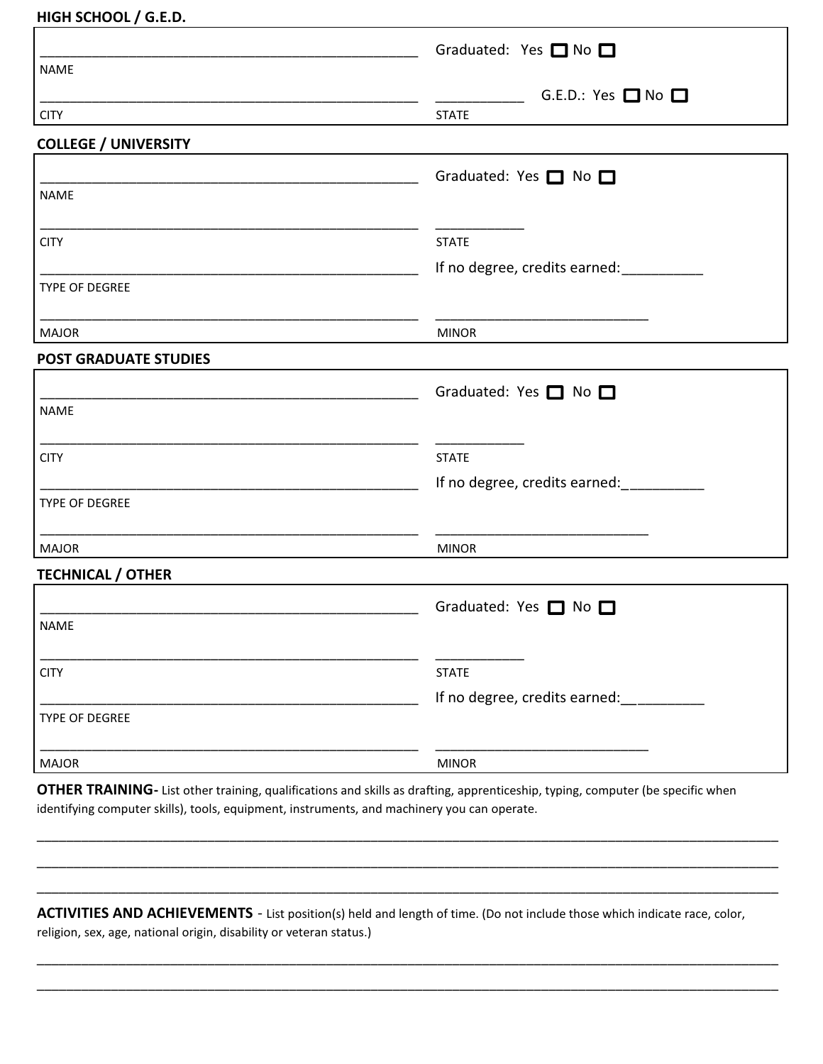## HIGH SCHOOL / G.E.D.

| | |
|---|---|
| ______________________________ NAME | Graduated: Yes ☐ No ☐ |
| ______________________________ CITY | ___________ STATE G.E.D.: Yes ☐ No ☐ |

## COLLEGE / UNIVERSITY

| | |
|---|---|
| ______________________________ NAME | Graduated: Yes ☐ No ☐ |
| ______________________________ CITY | ___________ STATE |
| ______________________________ TYPE OF DEGREE | If no degree, credits earned:__________ |
| ______________________________ MAJOR | ___________________________ MINOR |

## POST GRADUATE STUDIES

| | |
|---|---|
| ______________________________ NAME | Graduated: Yes ☐ No ☐ |
| ______________________________ CITY | ___________ STATE |
| ______________________________ TYPE OF DEGREE | If no degree, credits earned:__________ |
| ______________________________ MAJOR | ___________________________ MINOR |

## TECHNICAL / OTHER

| | |
|---|---|
| ______________________________ NAME | Graduated: Yes ☐ No ☐ |
| ______________________________ CITY | ___________ STATE |
| ______________________________ TYPE OF DEGREE | If no degree, credits earned:__________ |
| ______________________________ MAJOR | ___________________________ MINOR |

**OTHER TRAINING-** List other training, qualifications and skills as drafting, apprenticeship, typing, computer (be specific when identifying computer skills), tools, equipment, instruments, and machinery you can operate.

______________________________________________________________________________

______________________________________________________________________________

______________________________________________________________________________

**ACTIVITIES AND ACHIEVEMENTS** - List position(s) held and length of time. (Do not include those which indicate race, color, religion, sex, age, national origin, disability or veteran status.)

______________________________________________________________________________

______________________________________________________________________________